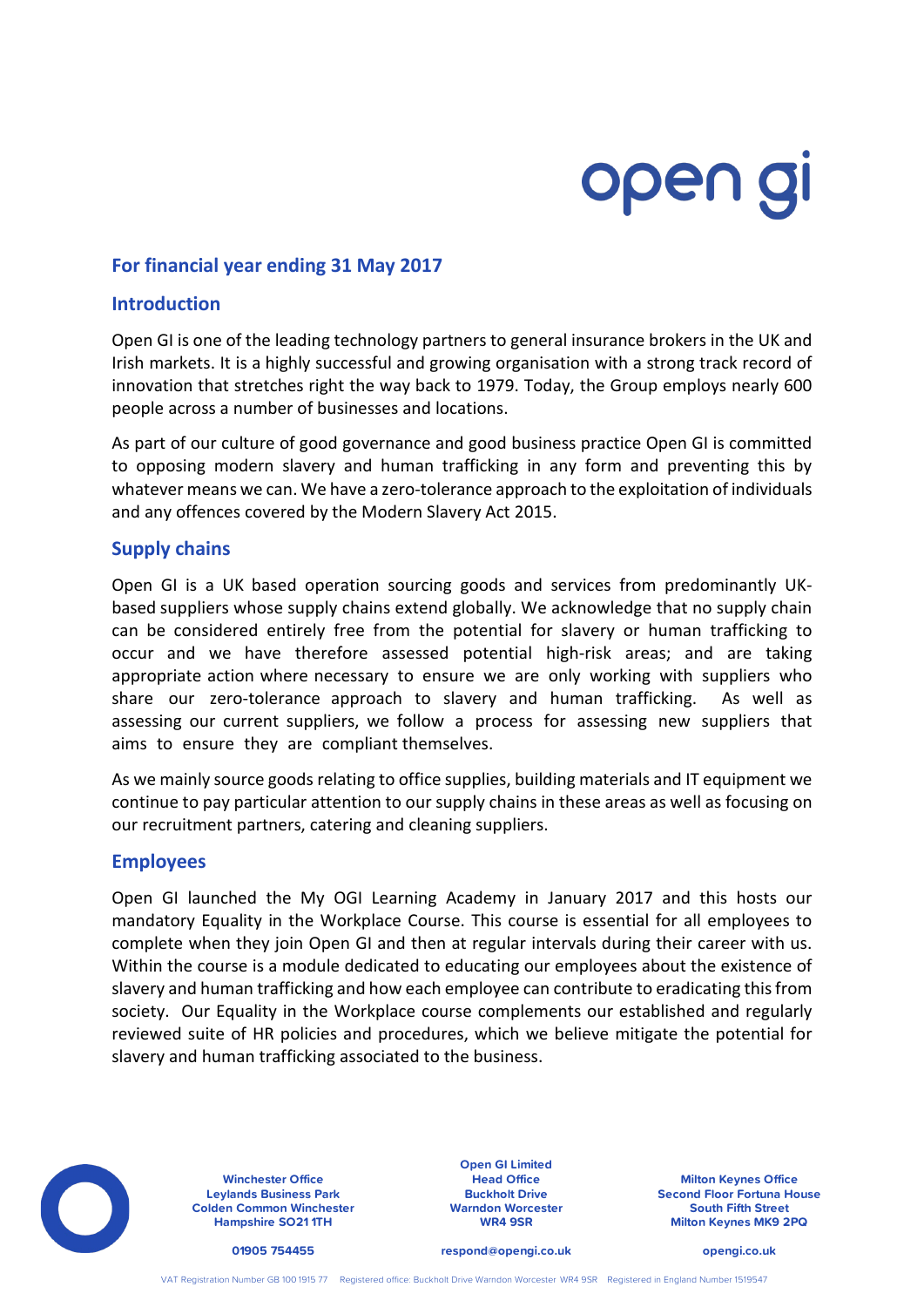## For financial year ending 31 May 2017

## Introduction

Open GI is one of the leading technology partners to general insurance brokers in the UK and Irish markets. It is a highly successful and growing organisation with a strong track record of innovation that stretches right the way back to 1979. Today, the Group employs nearly 600 people across a number of businesses and locations.

As part of our culture of good governance and good business practice Open GI is committed to opposing modern slavery and human trafficking in any form and preventing this by whatever means we can. We have a zero-tolerance approach to the exploitation of individuals and any offences covered by the Modern Slavery Act 2015.

## Supply chains

Open GI is a UK based operation sourcing goods and services from predominantly UK-based suppliers whose supply chains extend globally. We acknowledge that no supply chain can be considered entirely free from the potential for slavery or human trafficking to occur and we have therefore assessed potential high-risk areas; and are taking appropriate action where necessary to ensure we are only working with suppliers who share our zero-tolerance approach to slavery and human trafficking. As well as assessing our current suppliers, we follow a process for assessing new suppliers that aims to ensure they are compliant themselves.

As we mainly source goods relating to office supplies, building materials and IT equipment we continue to pay particular attention to our supply chains in these areas as well as focusing on our recruitment partners, catering and cleaning suppliers.

## Employees

Open GI launched the My OGI Learning Academy in January 2017 and this hosts our mandatory Equality in the Workplace Course. This course is essential for all employees to complete when they join Open GI and then at regular intervals during their career with us. Within the course is a module dedicated to educating our employees about the existence of slavery and human trafficking and how each employee can contribute to eradicating this from society. Our Equality in the Workplace course complements our established and regularly reviewed suite of HR policies and procedures, which we believe mitigate the potential for slavery and human trafficking associated to the business.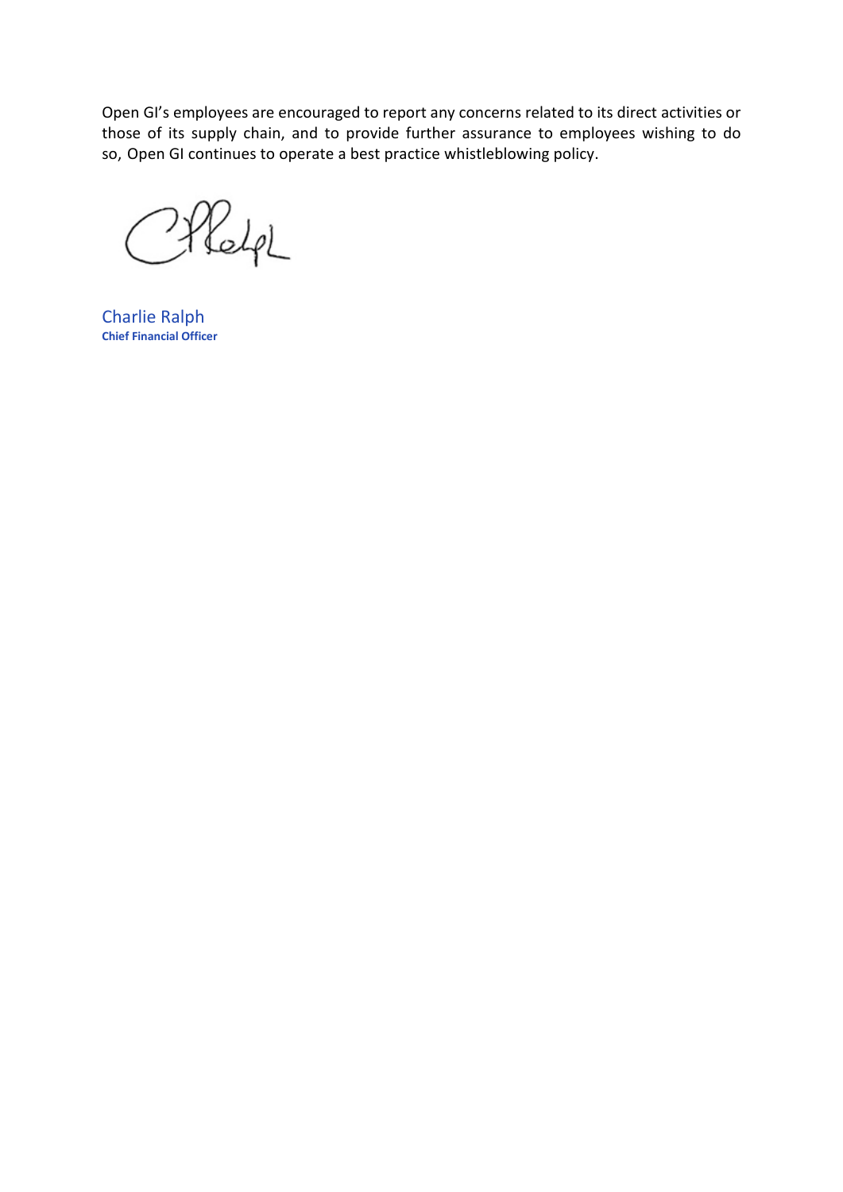Open GI's employees are encouraged to report any concerns related to its direct activities or those of its supply chain, and to provide further assurance to employees wishing to do so, Open GI continues to operate a best practice whistleblowing policy.

Charlie Ralph
**Chief Financial Officer**